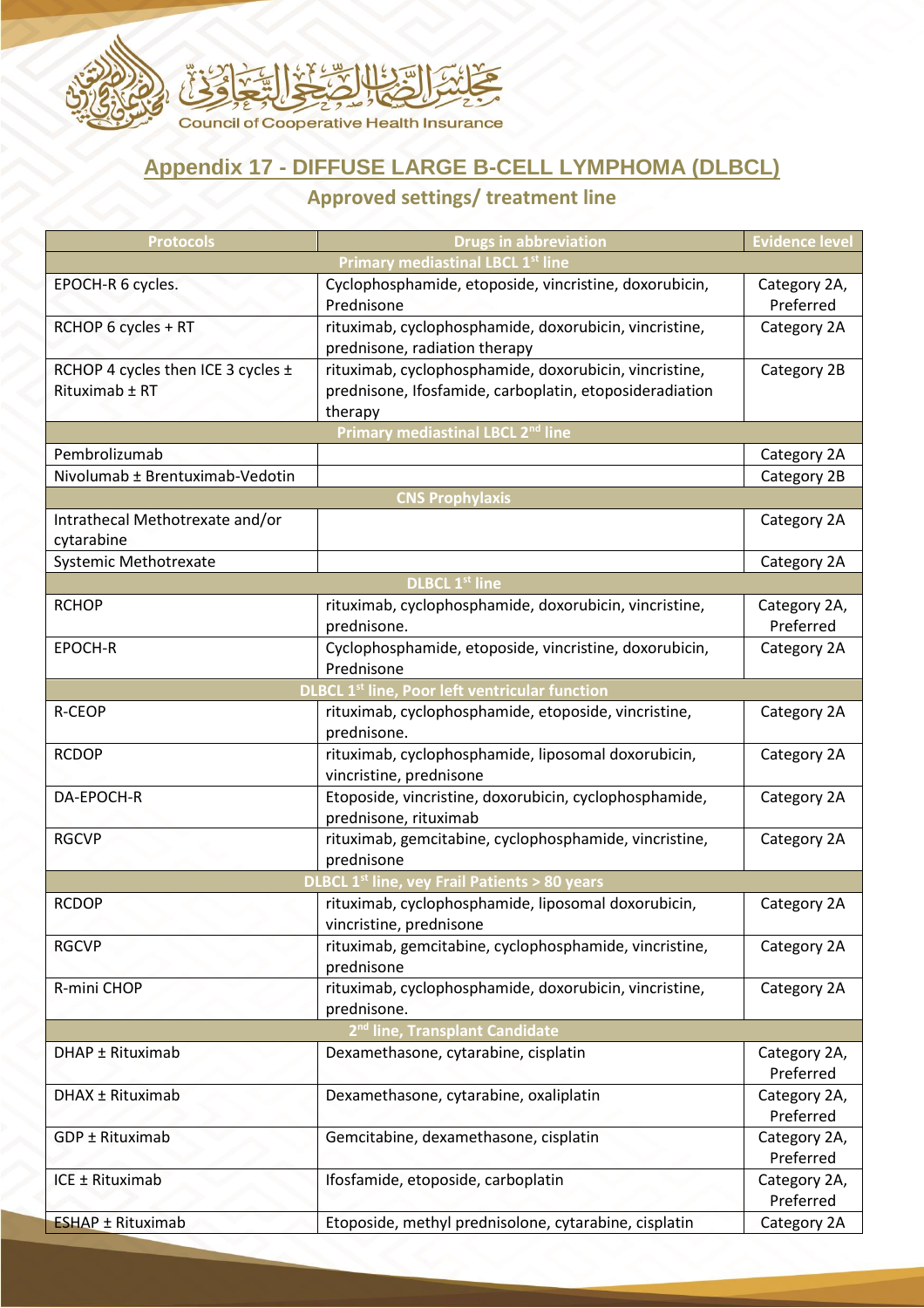مجلس الضمان الصحي التعاوني
Council of Cooperative Health Insurance

# Appendix 17 - DIFFUSE LARGE B-CELL LYMPHOMA (DLBCL)

## Approved settings/ treatment line

| Protocols | Drugs in abbreviation | Evidence level |
|---|---|---|
| **Primary mediastinal LBCL 1st line** | | |
| EPOCH-R 6 cycles. | Cyclophosphamide, etoposide, vincristine, doxorubicin, Prednisone | Category 2A, Preferred |
| RCHOP 6 cycles + RT | rituximab, cyclophosphamide, doxorubicin, vincristine, prednisone, radiation therapy | Category 2A |
| RCHOP 4 cycles then ICE 3 cycles ± Rituximab ± RT | rituximab, cyclophosphamide, doxorubicin, vincristine, prednisone, Ifosfamide, carboplatin, etoposideradiation therapy | Category 2B |
| **Primary mediastinal LBCL 2nd line** | | |
| Pembrolizumab | | Category 2A |
| Nivolumab ± Brentuximab-Vedotin | | Category 2B |
| **CNS Prophylaxis** | | |
| Intrathecal Methotrexate and/or cytarabine | | Category 2A |
| Systemic Methotrexate | | Category 2A |
| **DLBCL 1st line** | | |
| RCHOP | rituximab, cyclophosphamide, doxorubicin, vincristine, prednisone. | Category 2A, Preferred |
| EPOCH-R | Cyclophosphamide, etoposide, vincristine, doxorubicin, Prednisone | Category 2A |
| **DLBCL 1st line, Poor left ventricular function** | | |
| R-CEOP | rituximab, cyclophosphamide, etoposide, vincristine, prednisone. | Category 2A |
| RCDOP | rituximab, cyclophosphamide, liposomal doxorubicin, vincristine, prednisone | Category 2A |
| DA-EPOCH-R | Etoposide, vincristine, doxorubicin, cyclophosphamide, prednisone, rituximab | Category 2A |
| RGCVP | rituximab, gemcitabine, cyclophosphamide, vincristine, prednisone | Category 2A |
| **DLBCL 1st line, vey Frail Patients > 80 years** | | |
| RCDOP | rituximab, cyclophosphamide, liposomal doxorubicin, vincristine, prednisone | Category 2A |
| RGCVP | rituximab, gemcitabine, cyclophosphamide, vincristine, prednisone | Category 2A |
| R-mini CHOP | rituximab, cyclophosphamide, doxorubicin, vincristine, prednisone. | Category 2A |
| **2nd line, Transplant Candidate** | | |
| DHAP ± Rituximab | Dexamethasone, cytarabine, cisplatin | Category 2A, Preferred |
| DHAX ± Rituximab | Dexamethasone, cytarabine, oxaliplatin | Category 2A, Preferred |
| GDP ± Rituximab | Gemcitabine, dexamethasone, cisplatin | Category 2A, Preferred |
| ICE ± Rituximab | Ifosfamide, etoposide, carboplatin | Category 2A, Preferred |
| ESHAP ± Rituximab | Etoposide, methyl prednisolone, cytarabine, cisplatin | Category 2A |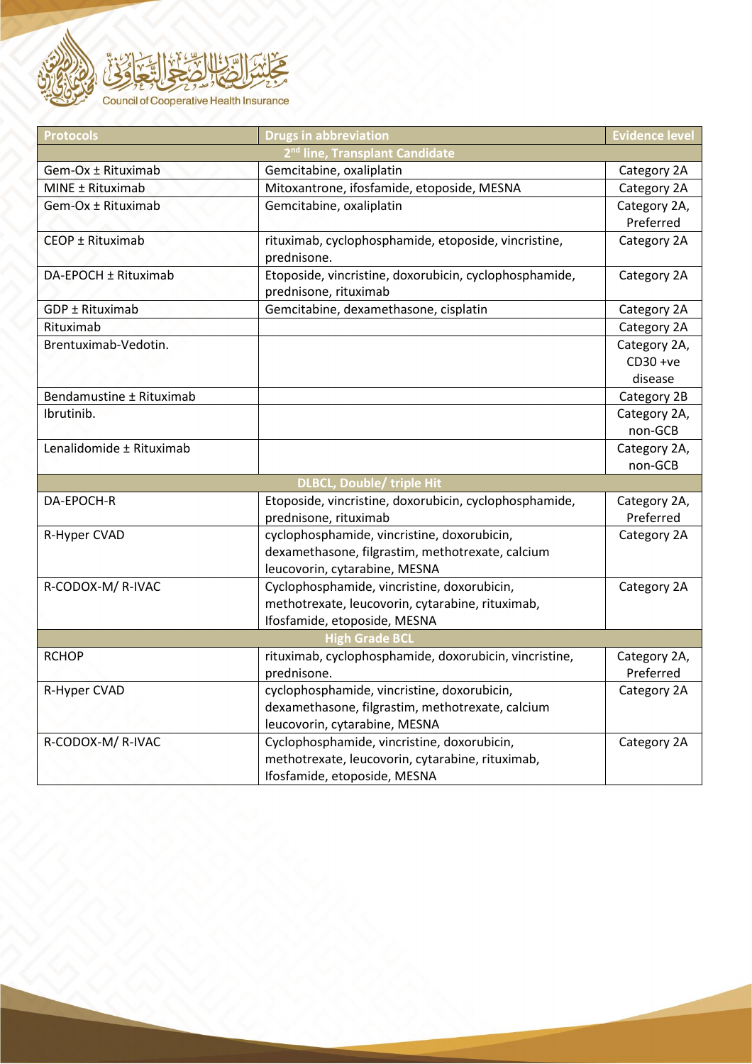| Protocols | Drugs in abbreviation | Evidence level |
|---|---|---|
| 2nd line, Transplant Candidate | | |
| Gem-Ox ± Rituximab | Gemcitabine, oxaliplatin | Category 2A |
| MINE ± Rituximab | Mitoxantrone, ifosfamide, etoposide, MESNA | Category 2A |
| Gem-Ox ± Rituximab | Gemcitabine, oxaliplatin | Category 2A, Preferred |
| CEOP ± Rituximab | rituximab, cyclophosphamide, etoposide, vincristine, prednisone. | Category 2A |
| DA-EPOCH ± Rituximab | Etoposide, vincristine, doxorubicin, cyclophosphamide, prednisone, rituximab | Category 2A |
| GDP ± Rituximab | Gemcitabine, dexamethasone, cisplatin | Category 2A |
| Rituximab | | Category 2A |
| Brentuximab-Vedotin. | | Category 2A, CD30 +ve disease |
| Bendamustine ± Rituximab | | Category 2B |
| Ibrutinib. | | Category 2A, non-GCB |
| Lenalidomide ± Rituximab | | Category 2A, non-GCB |
| DLBCL, Double/ triple Hit | | |
| DA-EPOCH-R | Etoposide, vincristine, doxorubicin, cyclophosphamide, prednisone, rituximab | Category 2A, Preferred |
| R-Hyper CVAD | cyclophosphamide, vincristine, doxorubicin, dexamethasone, filgrastim, methotrexate, calcium leucovorin, cytarabine, MESNA | Category 2A |
| R-CODOX-M/ R-IVAC | Cyclophosphamide, vincristine, doxorubicin, methotrexate, leucovorin, cytarabine, rituximab, Ifosfamide, etoposide, MESNA | Category 2A |
| High Grade BCL | | |
| RCHOP | rituximab, cyclophosphamide, doxorubicin, vincristine, prednisone. | Category 2A, Preferred |
| R-Hyper CVAD | cyclophosphamide, vincristine, doxorubicin, dexamethasone, filgrastim, methotrexate, calcium leucovorin, cytarabine, MESNA | Category 2A |
| R-CODOX-M/ R-IVAC | Cyclophosphamide, vincristine, doxorubicin, methotrexate, leucovorin, cytarabine, rituximab, Ifosfamide, etoposide, MESNA | Category 2A |